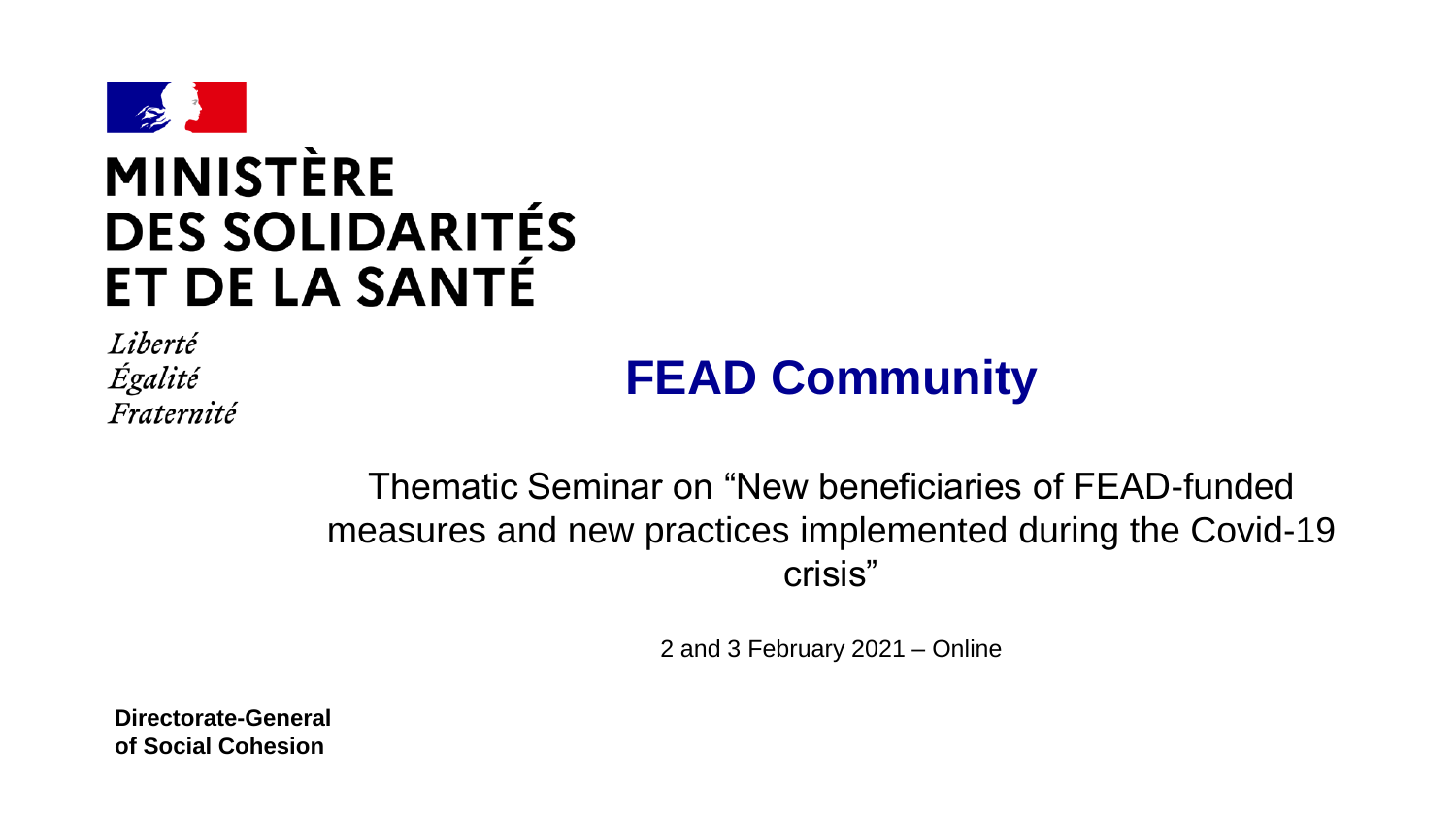**MINISTÈRE DES SOLIDARITÉS ET DE LA SANTÉ**

*Liberté*
*Égalité*
*Fraternité*

# FEAD Community

Thematic Seminar on "New beneficiaries of FEAD-funded measures and new practices implemented during the Covid-19 crisis"

2 and 3 February 2021 – Online

**Directorate-General of Social Cohesion**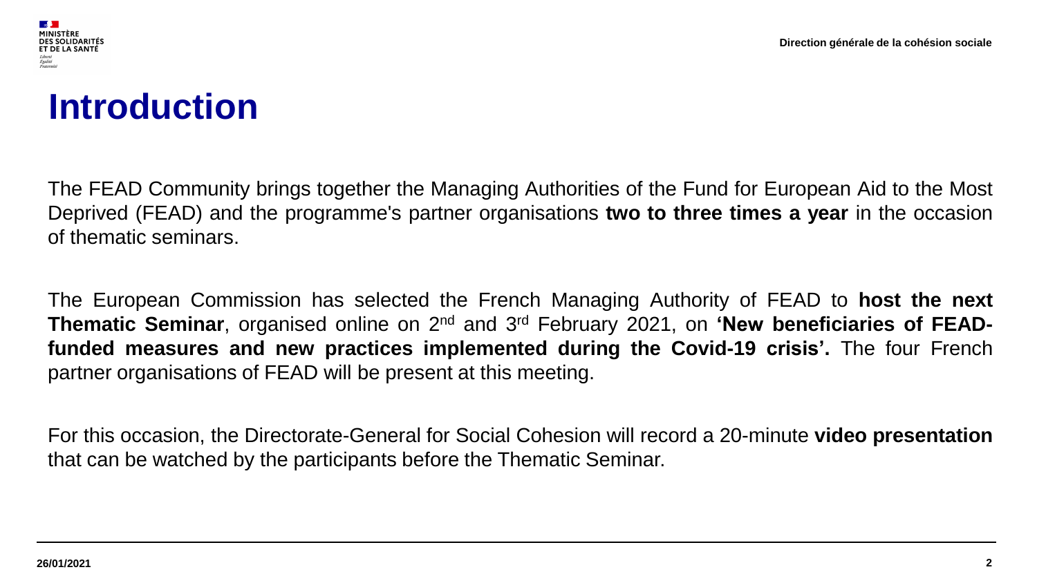# Introduction

The FEAD Community brings together the Managing Authorities of the Fund for European Aid to the Most Deprived (FEAD) and the programme's partner organisations **two to three times a year** in the occasion of thematic seminars.

The European Commission has selected the French Managing Authority of FEAD to **host the next Thematic Seminar**, organised online on 2nd and 3rd February 2021, on **'New beneficiaries of FEAD-funded measures and new practices implemented during the Covid-19 crisis'.** The four French partner organisations of FEAD will be present at this meeting.

For this occasion, the Directorate-General for Social Cohesion will record a 20-minute **video presentation** that can be watched by the participants before the Thematic Seminar.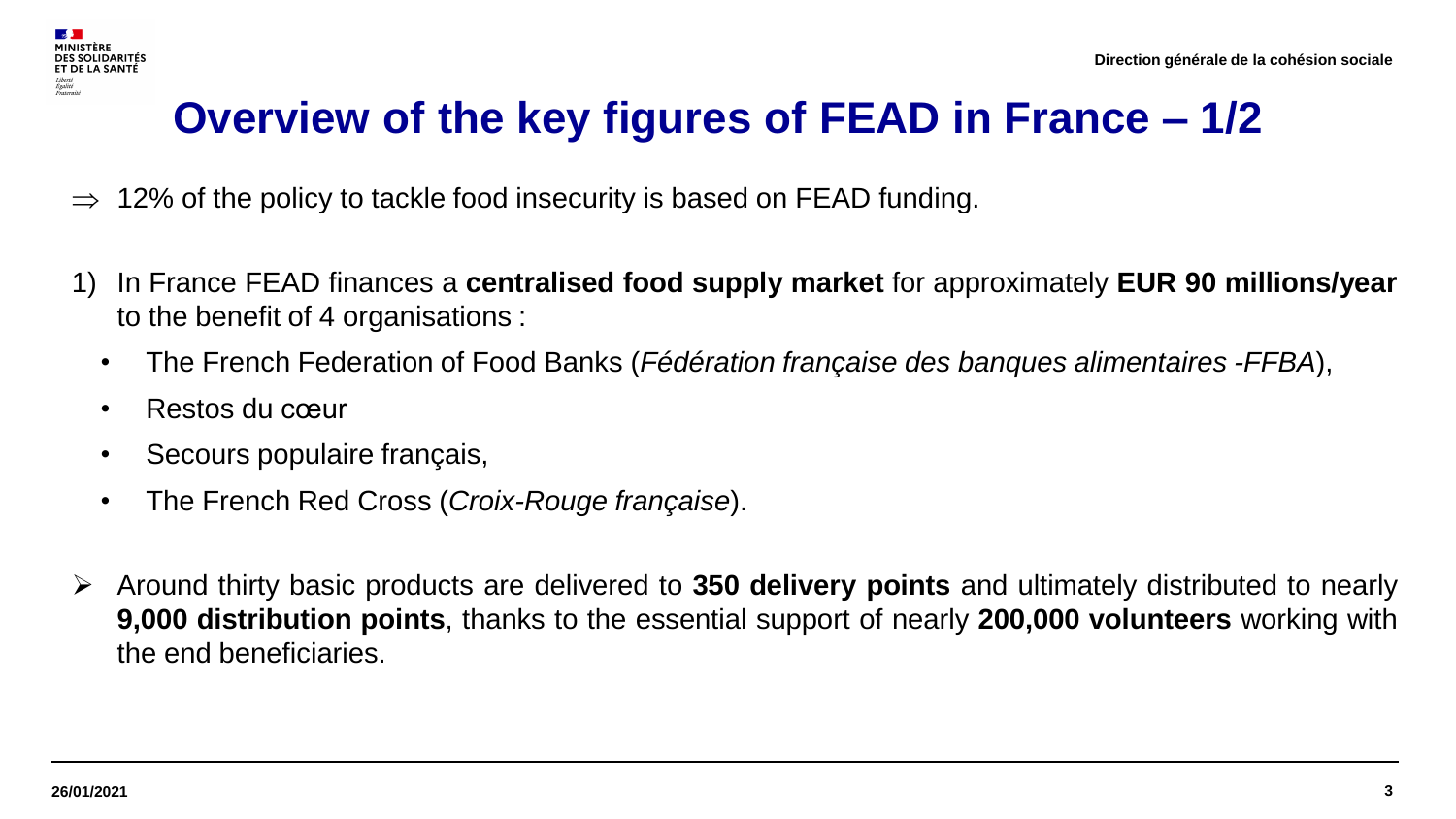# Overview of the key figures of FEAD in France – 1/2

⇒ 12% of the policy to tackle food insecurity is based on FEAD funding.

1) In France FEAD finances a **centralised food supply market** for approximately **EUR 90 millions/year** to the benefit of 4 organisations :
   - The French Federation of Food Banks (*Fédération française des banques alimentaires -FFBA*),
   - Restos du cœur
   - Secours populaire français,
   - The French Red Cross (*Croix-Rouge française*).

➢ Around thirty basic products are delivered to **350 delivery points** and ultimately distributed to nearly **9,000 distribution points**, thanks to the essential support of nearly **200,000 volunteers** working with the end beneficiaries.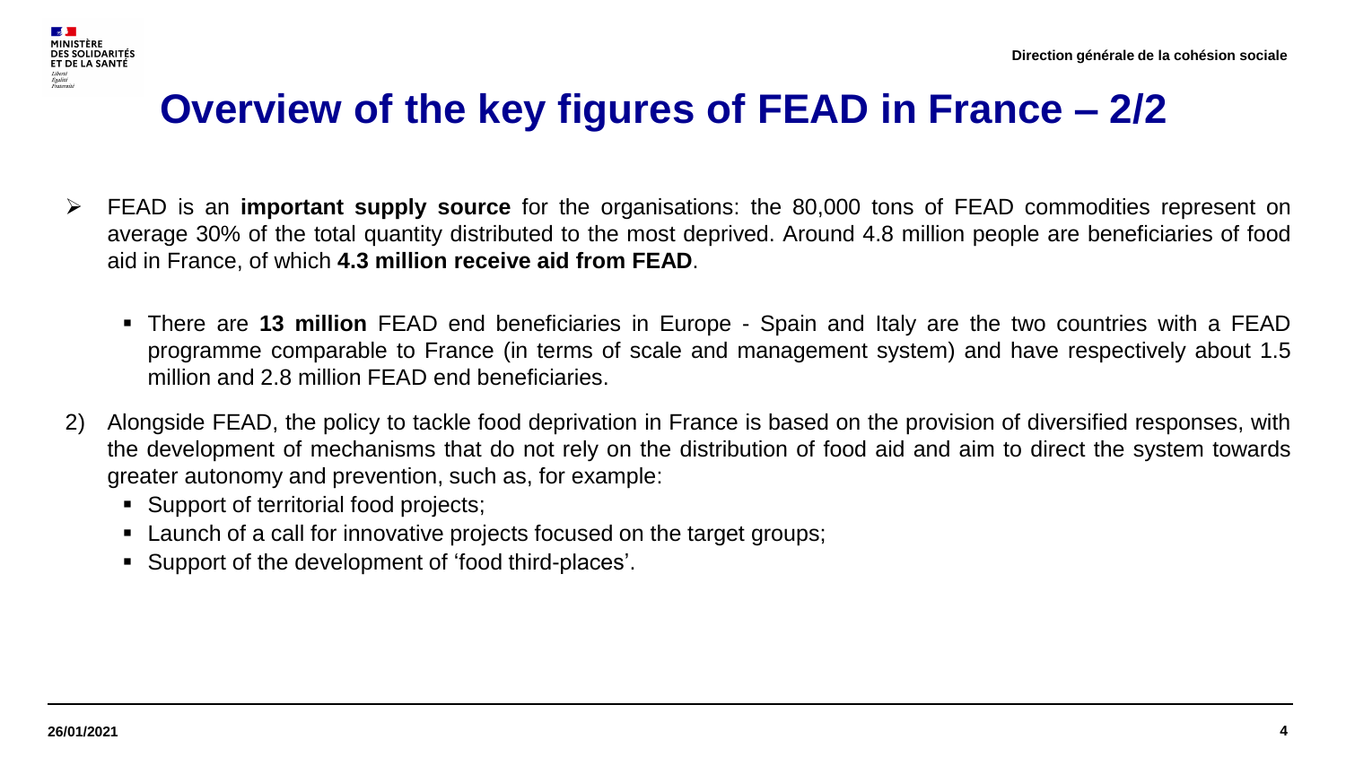# Overview of the key figures of FEAD in France – 2/2

- FEAD is an **important supply source** for the organisations: the 80,000 tons of FEAD commodities represent on average 30% of the total quantity distributed to the most deprived. Around 4.8 million people are beneficiaries of food aid in France, of which **4.3 million receive aid from FEAD**.
  - There are **13 million** FEAD end beneficiaries in Europe - Spain and Italy are the two countries with a FEAD programme comparable to France (in terms of scale and management system) and have respectively about 1.5 million and 2.8 million FEAD end beneficiaries.

2) Alongside FEAD, the policy to tackle food deprivation in France is based on the provision of diversified responses, with the development of mechanisms that do not rely on the distribution of food aid and aim to direct the system towards greater autonomy and prevention, such as, for example:
   - Support of territorial food projects;
   - Launch of a call for innovative projects focused on the target groups;
   - Support of the development of 'food third-places'.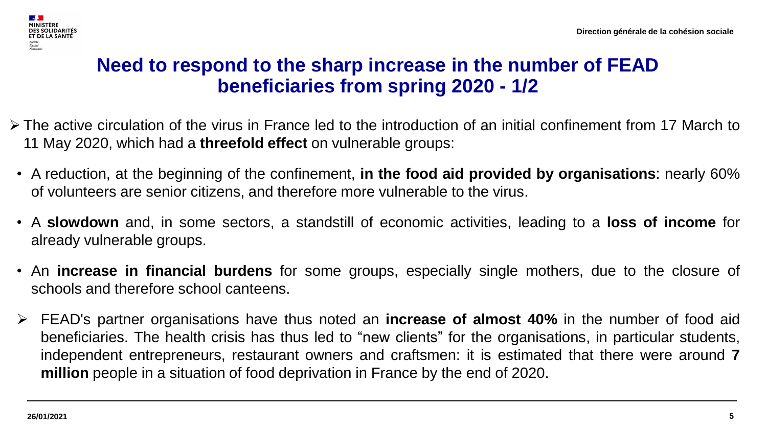# Need to respond to the sharp increase in the number of FEAD beneficiaries from spring 2020 - 1/2

- The active circulation of the virus in France led to the introduction of an initial confinement from 17 March to 11 May 2020, which had a **threefold effect** on vulnerable groups:
  - A reduction, at the beginning of the confinement, **in the food aid provided by organisations**: nearly 60% of volunteers are senior citizens, and therefore more vulnerable to the virus.
  - A **slowdown** and, in some sectors, a standstill of economic activities, leading to a **loss of income** for already vulnerable groups.
  - An **increase in financial burdens** for some groups, especially single mothers, due to the closure of schools and therefore school canteens.
- FEAD's partner organisations have thus noted an **increase of almost 40%** in the number of food aid beneficiaries. The health crisis has thus led to "new clients" for the organisations, in particular students, independent entrepreneurs, restaurant owners and craftsmen: it is estimated that there were around **7 million** people in a situation of food deprivation in France by the end of 2020.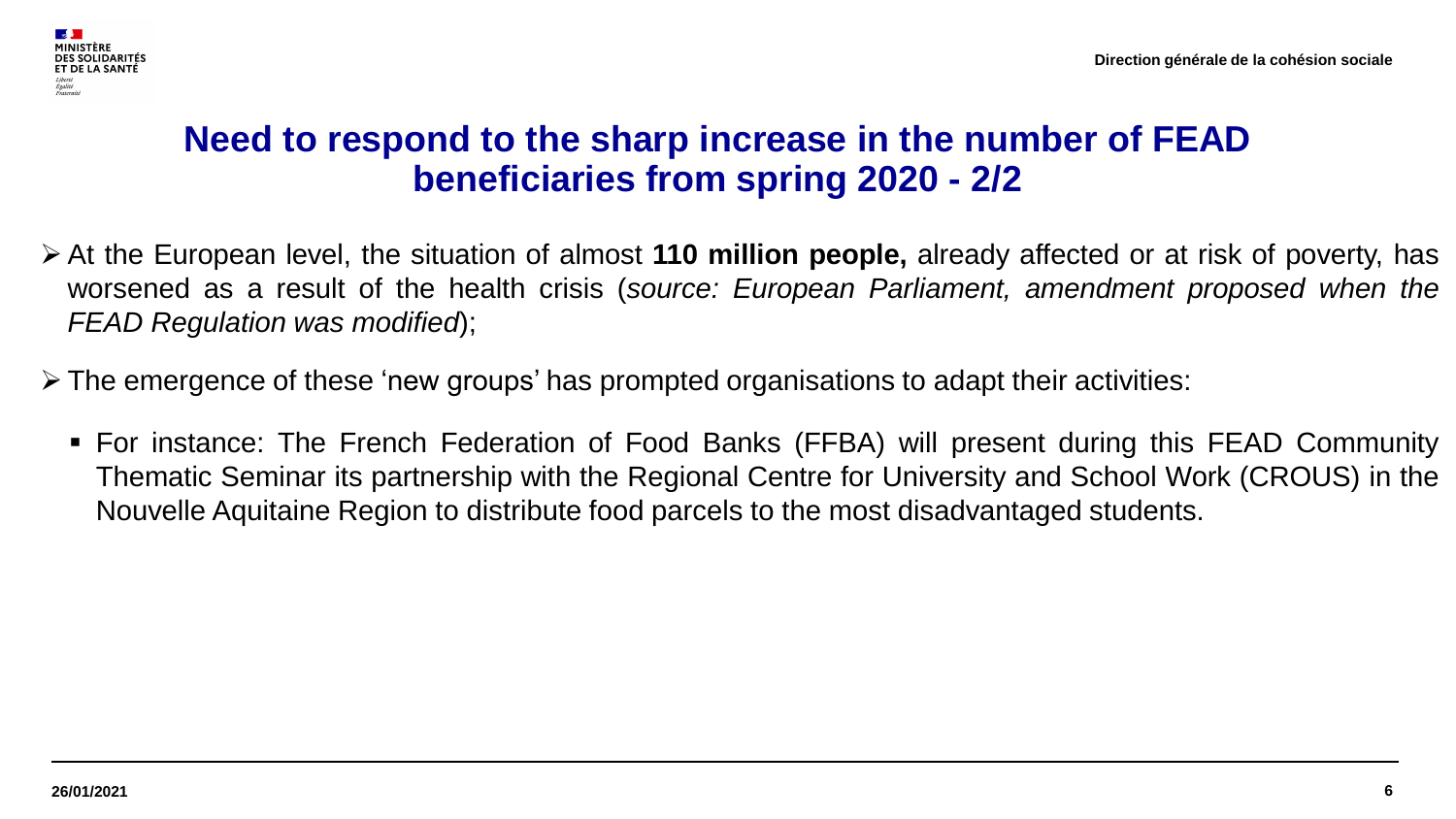# Need to respond to the sharp increase in the number of FEAD beneficiaries from spring 2020 - 2/2

- At the European level, the situation of almost **110 million people,** already affected or at risk of poverty, has worsened as a result of the health crisis (*source: European Parliament, amendment proposed when the FEAD Regulation was modified*);

- The emergence of these 'new groups' has prompted organisations to adapt their activities:

  - For instance: The French Federation of Food Banks (FFBA) will present during this FEAD Community Thematic Seminar its partnership with the Regional Centre for University and School Work (CROUS) in the Nouvelle Aquitaine Region to distribute food parcels to the most disadvantaged students.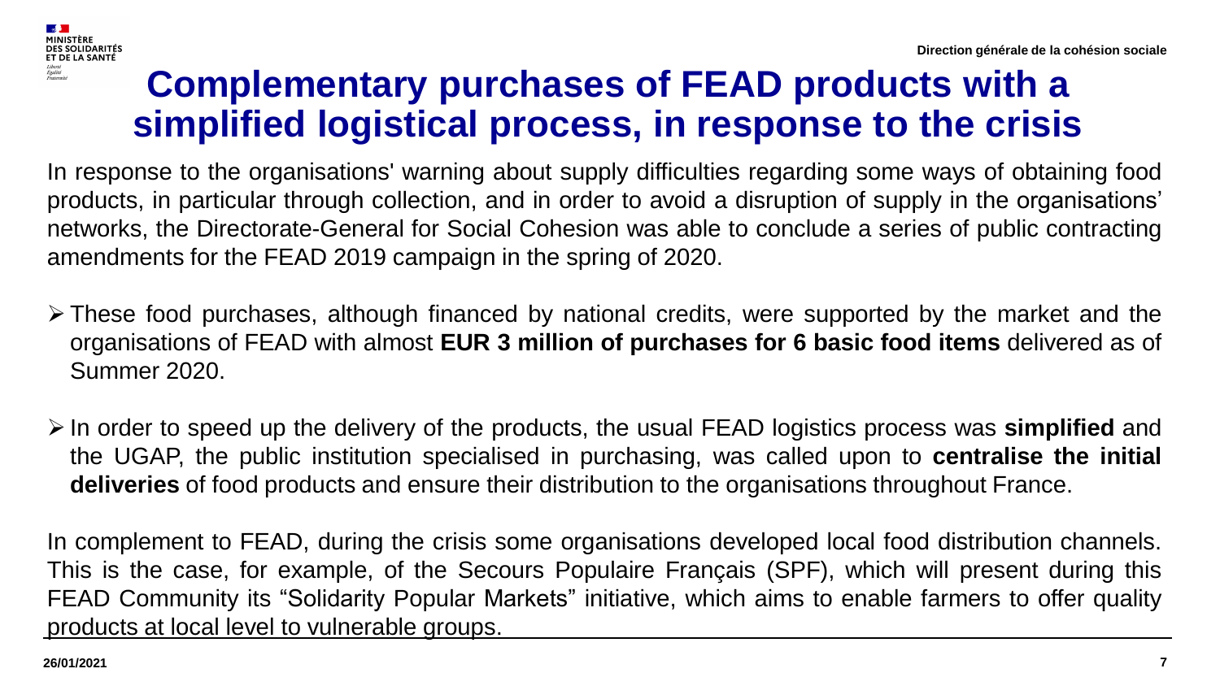# Complementary purchases of FEAD products with a simplified logistical process, in response to the crisis

In response to the organisations' warning about supply difficulties regarding some ways of obtaining food products, in particular through collection, and in order to avoid a disruption of supply in the organisations' networks, the Directorate-General for Social Cohesion was able to conclude a series of public contracting amendments for the FEAD 2019 campaign in the spring of 2020.

- These food purchases, although financed by national credits, were supported by the market and the organisations of FEAD with almost **EUR 3 million of purchases for 6 basic food items** delivered as of Summer 2020.
- In order to speed up the delivery of the products, the usual FEAD logistics process was **simplified** and the UGAP, the public institution specialised in purchasing, was called upon to **centralise the initial deliveries** of food products and ensure their distribution to the organisations throughout France.

In complement to FEAD, during the crisis some organisations developed local food distribution channels. This is the case, for example, of the Secours Populaire Français (SPF), which will present during this FEAD Community its "Solidarity Popular Markets" initiative, which aims to enable farmers to offer quality products at local level to vulnerable groups.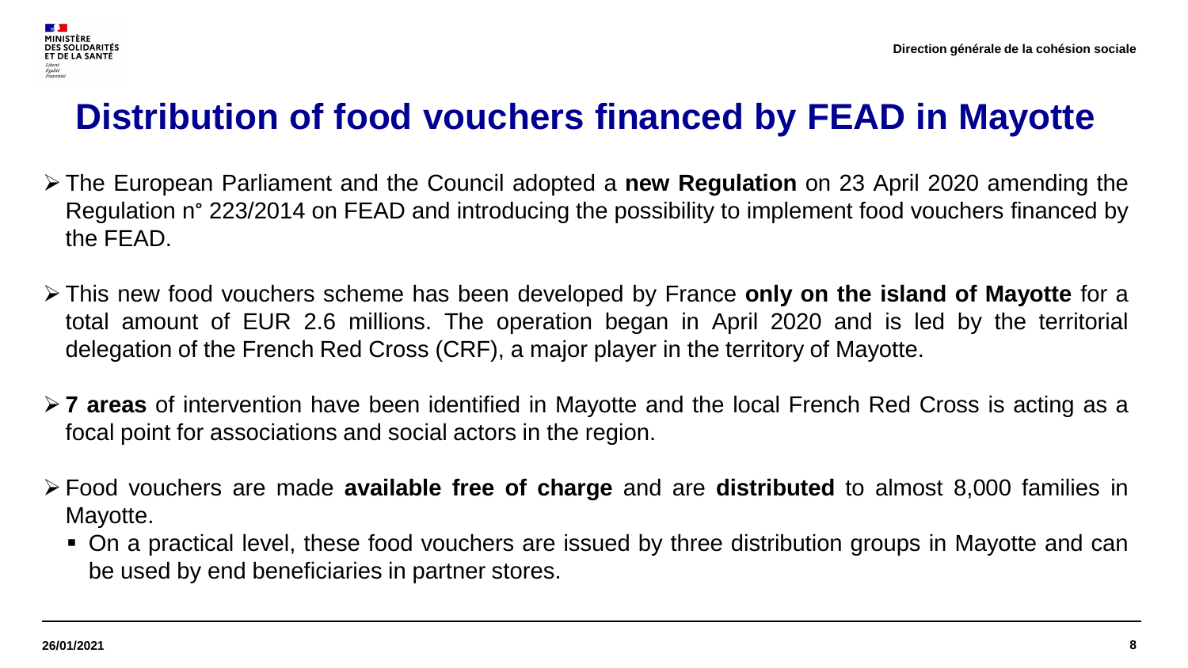# Distribution of food vouchers financed by FEAD in Mayotte

- The European Parliament and the Council adopted a **new Regulation** on 23 April 2020 amending the Regulation n° 223/2014 on FEAD and introducing the possibility to implement food vouchers financed by the FEAD.
- This new food vouchers scheme has been developed by France **only on the island of Mayotte** for a total amount of EUR 2.6 millions. The operation began in April 2020 and is led by the territorial delegation of the French Red Cross (CRF), a major player in the territory of Mayotte.
- **7 areas** of intervention have been identified in Mayotte and the local French Red Cross is acting as a focal point for associations and social actors in the region.
- Food vouchers are made **available free of charge** and are **distributed** to almost 8,000 families in Mayotte.
  - On a practical level, these food vouchers are issued by three distribution groups in Mayotte and can be used by end beneficiaries in partner stores.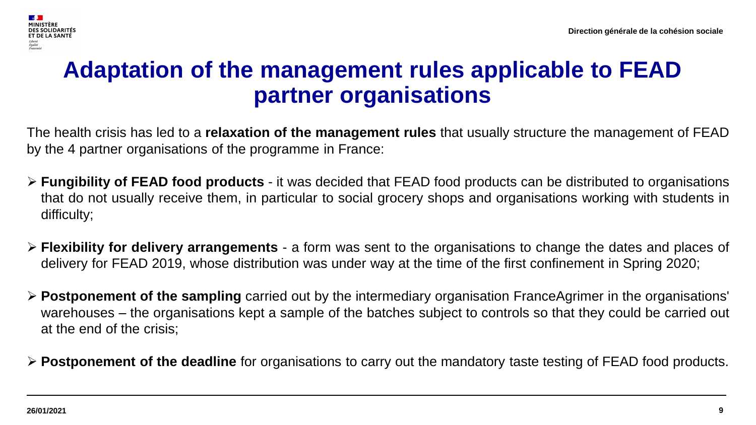# Adaptation of the management rules applicable to FEAD partner organisations

The health crisis has led to a **relaxation of the management rules** that usually structure the management of FEAD by the 4 partner organisations of the programme in France:

- **Fungibility of FEAD food products** - it was decided that FEAD food products can be distributed to organisations that do not usually receive them, in particular to social grocery shops and organisations working with students in difficulty;
- **Flexibility for delivery arrangements** - a form was sent to the organisations to change the dates and places of delivery for FEAD 2019, whose distribution was under way at the time of the first confinement in Spring 2020;
- **Postponement of the sampling** carried out by the intermediary organisation FranceAgrimer in the organisations' warehouses – the organisations kept a sample of the batches subject to controls so that they could be carried out at the end of the crisis;
- **Postponement of the deadline** for organisations to carry out the mandatory taste testing of FEAD food products.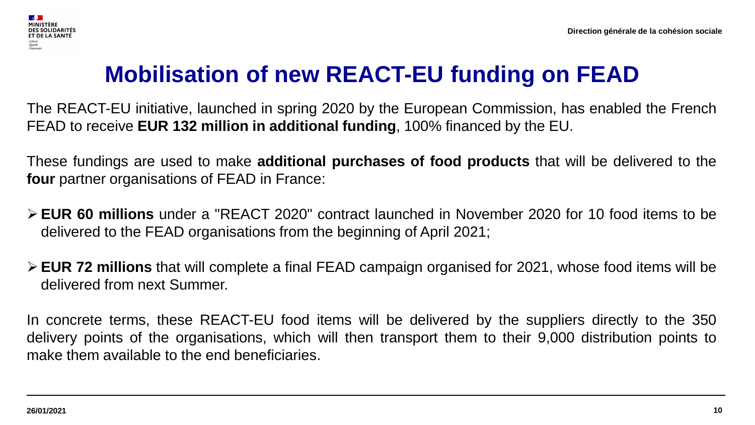# Mobilisation of new REACT-EU funding on FEAD

The REACT-EU initiative, launched in spring 2020 by the European Commission, has enabled the French FEAD to receive **EUR 132 million in additional funding**, 100% financed by the EU.

These fundings are used to make **additional purchases of food products** that will be delivered to the **four** partner organisations of FEAD in France:

- **EUR 60 millions** under a "REACT 2020" contract launched in November 2020 for 10 food items to be delivered to the FEAD organisations from the beginning of April 2021;
- **EUR 72 millions** that will complete a final FEAD campaign organised for 2021, whose food items will be delivered from next Summer.

In concrete terms, these REACT-EU food items will be delivered by the suppliers directly to the 350 delivery points of the organisations, which will then transport them to their 9,000 distribution points to make them available to the end beneficiaries.